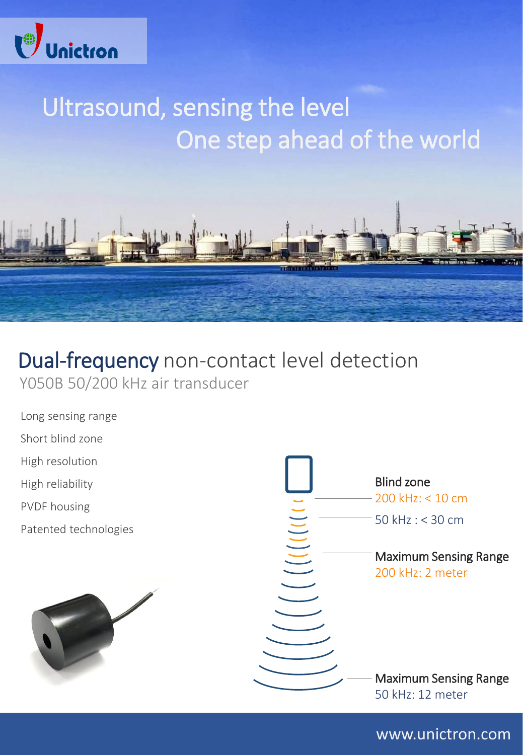Unictron

# Ultrasound, sensing the level

## One step ahead of the world

# Dual-frequency non-contact level detection

Y050B 50/200 kHz air transducer

- Long sensing range
- Short blind zone
- High resolution
- High reliability
- PVDF housing
- Patented technologies

**Blind zone**

200 kHz: < 10 cm

50 kHz : < 30 cm

**Maximum Sensing Range**

200 kHz: 2 meter

**Maximum Sensing Range**

50 kHz: 12 meter

www.unictron.com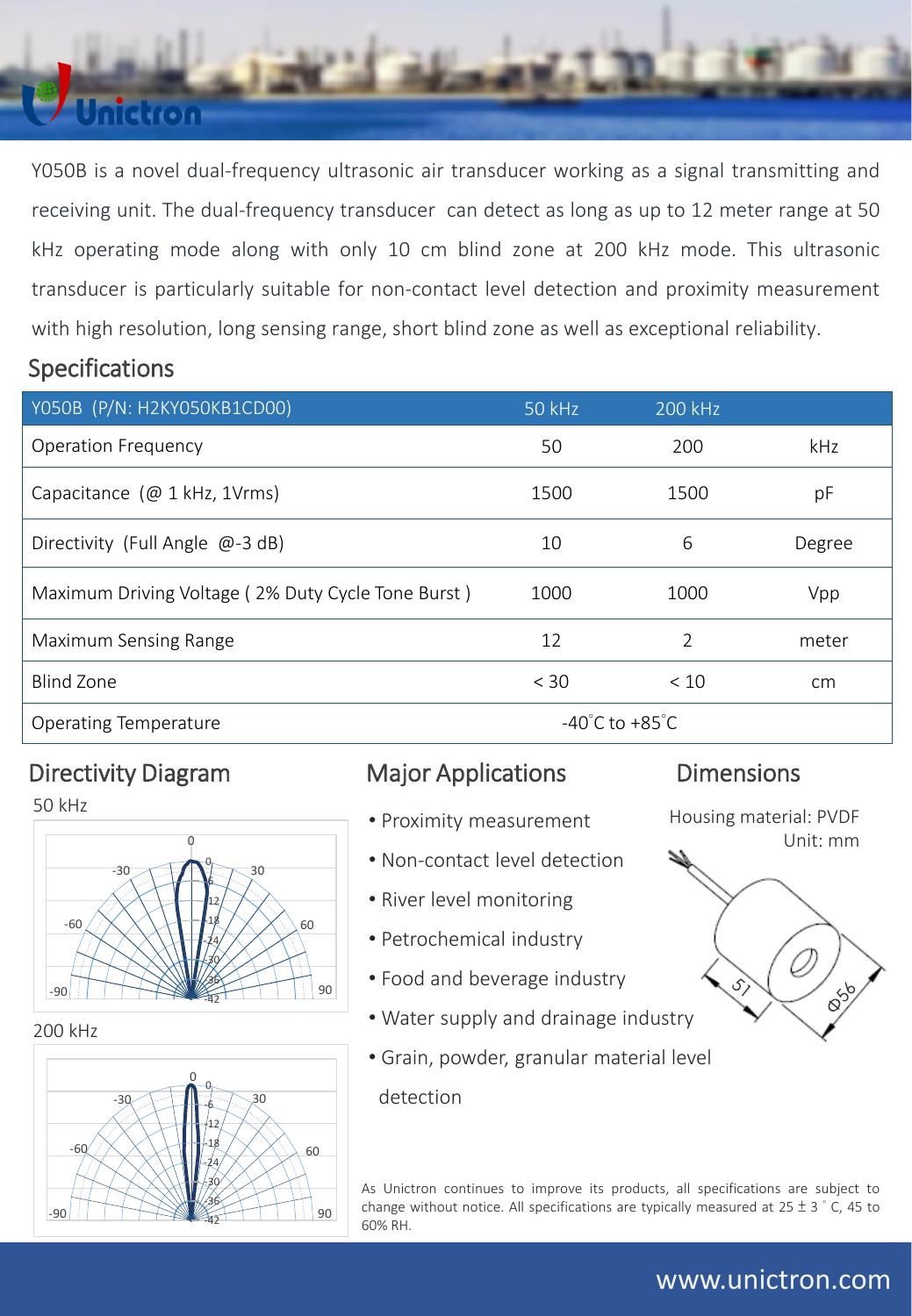Y050B is a novel dual-frequency ultrasonic air transducer working as a signal transmitting and receiving unit. The dual-frequency transducer can detect as long as up to 12 meter range at 50 kHz operating mode along with only 10 cm blind zone at 200 kHz mode. This ultrasonic transducer is particularly suitable for non-contact level detection and proximity measurement with high resolution, long sensing range, short blind zone as well as exceptional reliability.

## Specifications

| Y050B (P/N: H2KY050KB1CD00) | 50 kHz | 200 kHz | |
|---|---|---|---|
| Operation Frequency | 50 | 200 | kHz |
| Capacitance (@ 1 kHz, 1Vrms) | 1500 | 1500 | pF |
| Directivity (Full Angle @-3 dB) | 10 | 6 | Degree |
| Maximum Driving Voltage ( 2% Duty Cycle Tone Burst ) | 1000 | 1000 | Vpp |
| Maximum Sensing Range | 12 | 2 | meter |
| Blind Zone | < 30 | < 10 | cm |
| Operating Temperature | -40°C to +85°C | | |

## Directivity Diagram

50 kHz

0
-30
30
-60
60
-90
90
0
6
12
18
24
30
36
42

200 kHz

0
-30
30
-60
60
-90
90
0
6
12
18
24
30
36
42

## Major Applications

- Proximity measurement
- Non-contact level detection
- River level monitoring
- Petrochemical industry
- Food and beverage industry
- Water supply and drainage industry
- Grain, powder, granular material level detection

## Dimensions

Housing material: PVDF

Unit: mm

51

Φ56

As Unictron continues to improve its products, all specifications are subject to change without notice. All specifications are typically measured at 25 ± 3 ° C, 45 to 60% RH.